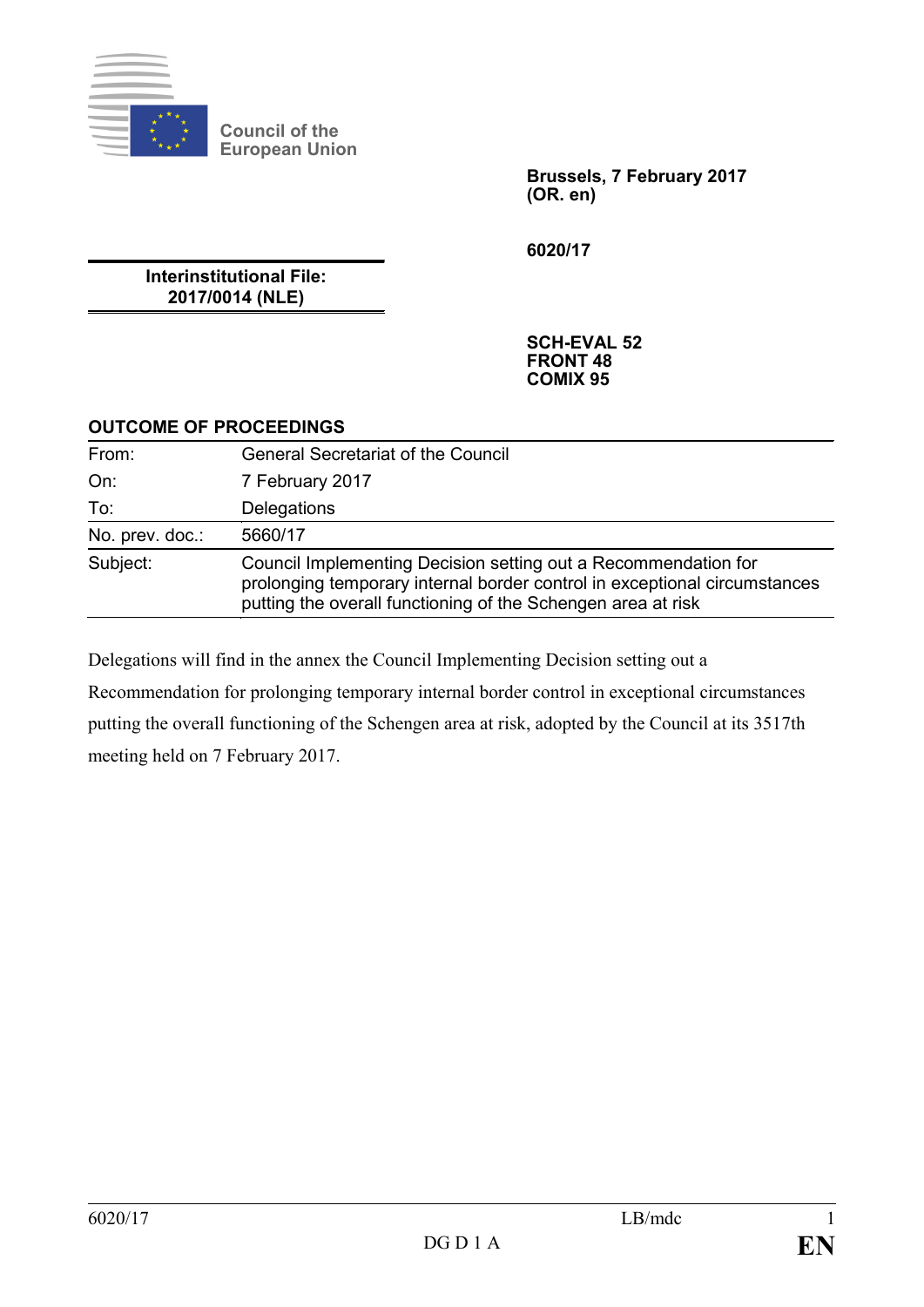Council of the European Union

**Brussels, 7 February 2017**
**(OR. en)**

**6020/17**

**Interinstitutional File:**
**2017/0014 (NLE)**

**SCH-EVAL 52**
**FRONT 48**
**COMIX 95**

**OUTCOME OF PROCEEDINGS**

| | |
|---|---|
| From: | General Secretariat of the Council |
| On: | 7 February 2017 |
| To: | Delegations |
| No. prev. doc.: | 5660/17 |
| Subject: | Council Implementing Decision setting out a Recommendation for prolonging temporary internal border control in exceptional circumstances putting the overall functioning of the Schengen area at risk |

Delegations will find in the annex the Council Implementing Decision setting out a Recommendation for prolonging temporary internal border control in exceptional circumstances putting the overall functioning of the Schengen area at risk, adopted by the Council at its 3517th meeting held on 7 February 2017.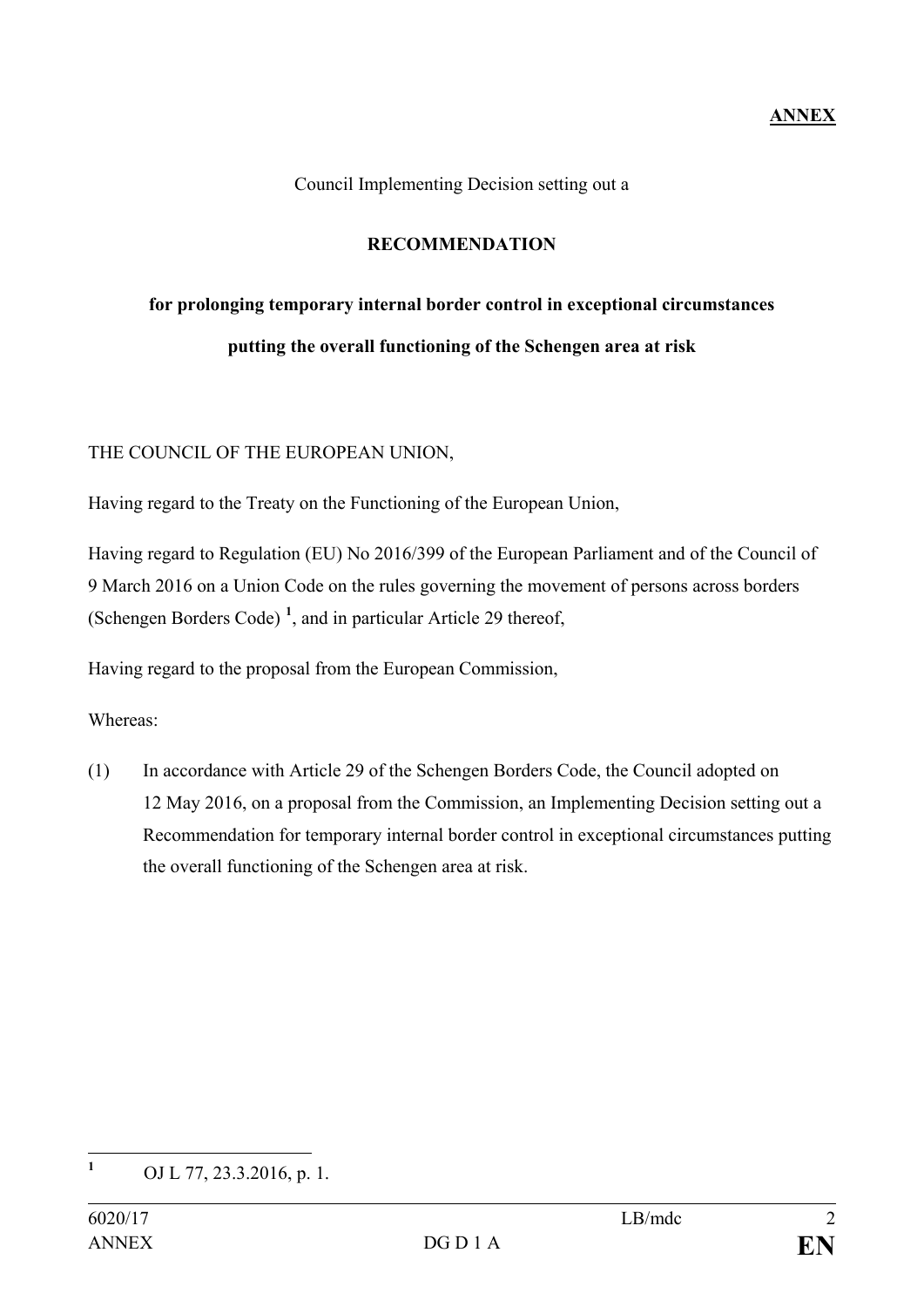**ANNEX**

Council Implementing Decision setting out a

**RECOMMENDATION**

**for prolonging temporary internal border control in exceptional circumstances putting the overall functioning of the Schengen area at risk**

THE COUNCIL OF THE EUROPEAN UNION,

Having regard to the Treaty on the Functioning of the European Union,

Having regard to Regulation (EU) No 2016/399 of the European Parliament and of the Council of 9 March 2016 on a Union Code on the rules governing the movement of persons across borders (Schengen Borders Code) [1], and in particular Article 29 thereof,

Having regard to the proposal from the European Commission,

Whereas:

(1) In accordance with Article 29 of the Schengen Borders Code, the Council adopted on 12 May 2016, on a proposal from the Commission, an Implementing Decision setting out a Recommendation for temporary internal border control in exceptional circumstances putting the overall functioning of the Schengen area at risk.

---

[1] OJ L 77, 23.3.2016, p. 1.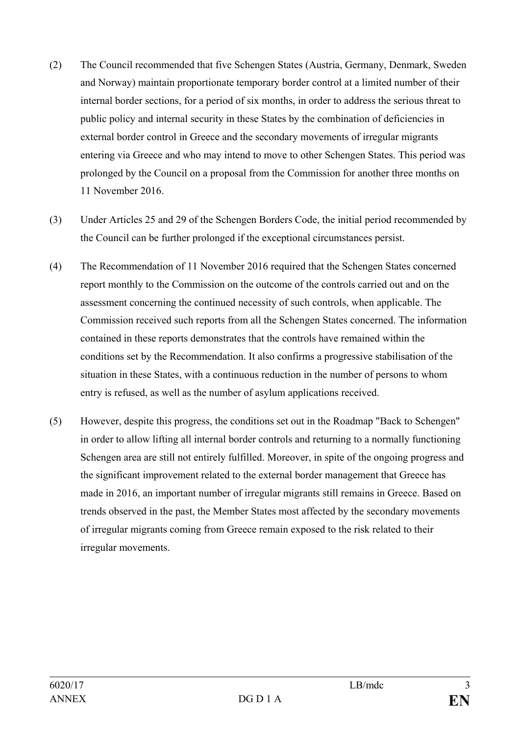(2) The Council recommended that five Schengen States (Austria, Germany, Denmark, Sweden and Norway) maintain proportionate temporary border control at a limited number of their internal border sections, for a period of six months, in order to address the serious threat to public policy and internal security in these States by the combination of deficiencies in external border control in Greece and the secondary movements of irregular migrants entering via Greece and who may intend to move to other Schengen States. This period was prolonged by the Council on a proposal from the Commission for another three months on 11 November 2016.

(3) Under Articles 25 and 29 of the Schengen Borders Code, the initial period recommended by the Council can be further prolonged if the exceptional circumstances persist.

(4) The Recommendation of 11 November 2016 required that the Schengen States concerned report monthly to the Commission on the outcome of the controls carried out and on the assessment concerning the continued necessity of such controls, when applicable. The Commission received such reports from all the Schengen States concerned. The information contained in these reports demonstrates that the controls have remained within the conditions set by the Recommendation. It also confirms a progressive stabilisation of the situation in these States, with a continuous reduction in the number of persons to whom entry is refused, as well as the number of asylum applications received.

(5) However, despite this progress, the conditions set out in the Roadmap "Back to Schengen" in order to allow lifting all internal border controls and returning to a normally functioning Schengen area are still not entirely fulfilled. Moreover, in spite of the ongoing progress and the significant improvement related to the external border management that Greece has made in 2016, an important number of irregular migrants still remains in Greece. Based on trends observed in the past, the Member States most affected by the secondary movements of irregular migrants coming from Greece remain exposed to the risk related to their irregular movements.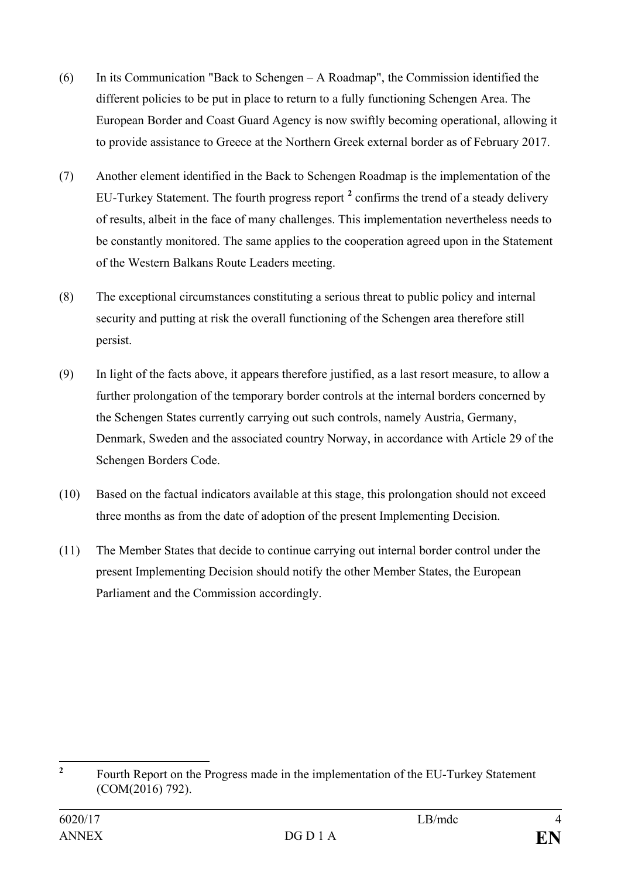(6) In its Communication "Back to Schengen – A Roadmap", the Commission identified the different policies to be put in place to return to a fully functioning Schengen Area. The European Border and Coast Guard Agency is now swiftly becoming operational, allowing it to provide assistance to Greece at the Northern Greek external border as of February 2017.

(7) Another element identified in the Back to Schengen Roadmap is the implementation of the EU-Turkey Statement. The fourth progress report [2] confirms the trend of a steady delivery of results, albeit in the face of many challenges. This implementation nevertheless needs to be constantly monitored. The same applies to the cooperation agreed upon in the Statement of the Western Balkans Route Leaders meeting.

(8) The exceptional circumstances constituting a serious threat to public policy and internal security and putting at risk the overall functioning of the Schengen area therefore still persist.

(9) In light of the facts above, it appears therefore justified, as a last resort measure, to allow a further prolongation of the temporary border controls at the internal borders concerned by the Schengen States currently carrying out such controls, namely Austria, Germany, Denmark, Sweden and the associated country Norway, in accordance with Article 29 of the Schengen Borders Code.

(10) Based on the factual indicators available at this stage, this prolongation should not exceed three months as from the date of adoption of the present Implementing Decision.

(11) The Member States that decide to continue carrying out internal border control under the present Implementing Decision should notify the other Member States, the European Parliament and the Commission accordingly.

---

[2] Fourth Report on the Progress made in the implementation of the EU-Turkey Statement (COM(2016) 792).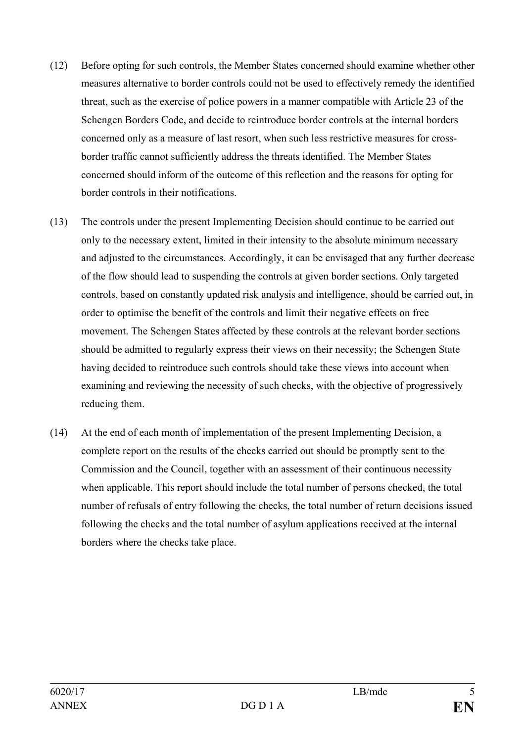(12) Before opting for such controls, the Member States concerned should examine whether other measures alternative to border controls could not be used to effectively remedy the identified threat, such as the exercise of police powers in a manner compatible with Article 23 of the Schengen Borders Code, and decide to reintroduce border controls at the internal borders concerned only as a measure of last resort, when such less restrictive measures for cross-border traffic cannot sufficiently address the threats identified. The Member States concerned should inform of the outcome of this reflection and the reasons for opting for border controls in their notifications.

(13) The controls under the present Implementing Decision should continue to be carried out only to the necessary extent, limited in their intensity to the absolute minimum necessary and adjusted to the circumstances. Accordingly, it can be envisaged that any further decrease of the flow should lead to suspending the controls at given border sections. Only targeted controls, based on constantly updated risk analysis and intelligence, should be carried out, in order to optimise the benefit of the controls and limit their negative effects on free movement. The Schengen States affected by these controls at the relevant border sections should be admitted to regularly express their views on their necessity; the Schengen State having decided to reintroduce such controls should take these views into account when examining and reviewing the necessity of such checks, with the objective of progressively reducing them.

(14) At the end of each month of implementation of the present Implementing Decision, a complete report on the results of the checks carried out should be promptly sent to the Commission and the Council, together with an assessment of their continuous necessity when applicable. This report should include the total number of persons checked, the total number of refusals of entry following the checks, the total number of return decisions issued following the checks and the total number of asylum applications received at the internal borders where the checks take place.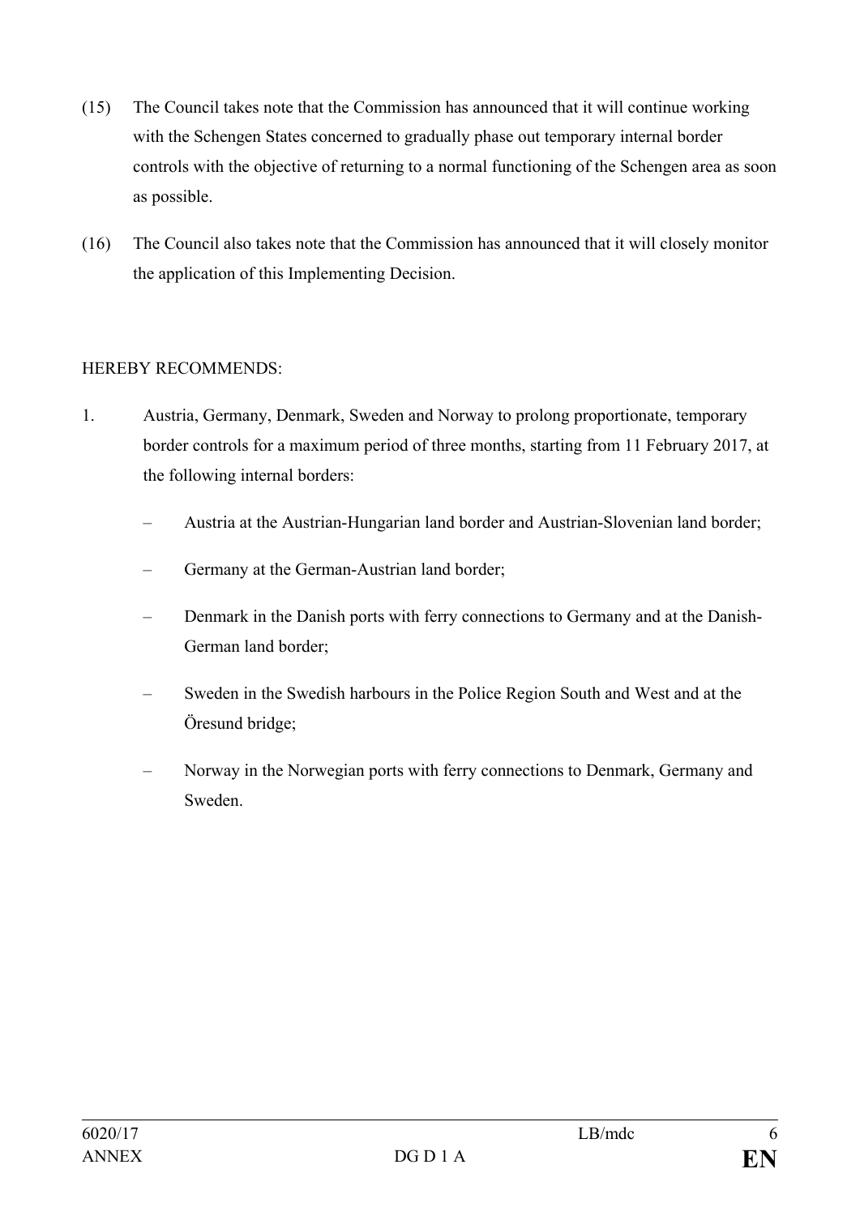(15) The Council takes note that the Commission has announced that it will continue working with the Schengen States concerned to gradually phase out temporary internal border controls with the objective of returning to a normal functioning of the Schengen area as soon as possible.

(16) The Council also takes note that the Commission has announced that it will closely monitor the application of this Implementing Decision.

HEREBY RECOMMENDS:

1. Austria, Germany, Denmark, Sweden and Norway to prolong proportionate, temporary border controls for a maximum period of three months, starting from 11 February 2017, at the following internal borders:

   – Austria at the Austrian-Hungarian land border and Austrian-Slovenian land border;

   – Germany at the German-Austrian land border;

   – Denmark in the Danish ports with ferry connections to Germany and at the Danish-German land border;

   – Sweden in the Swedish harbours in the Police Region South and West and at the Öresund bridge;

   – Norway in the Norwegian ports with ferry connections to Denmark, Germany and Sweden.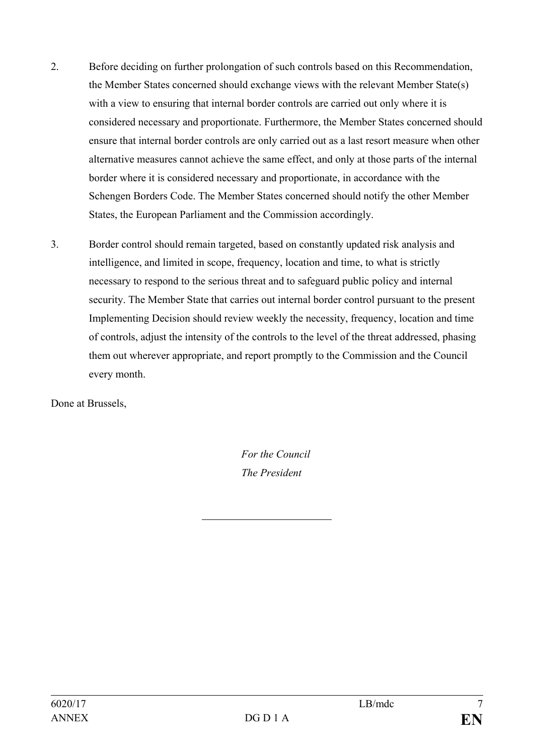2. Before deciding on further prolongation of such controls based on this Recommendation, the Member States concerned should exchange views with the relevant Member State(s) with a view to ensuring that internal border controls are carried out only where it is considered necessary and proportionate. Furthermore, the Member States concerned should ensure that internal border controls are only carried out as a last resort measure when other alternative measures cannot achieve the same effect, and only at those parts of the internal border where it is considered necessary and proportionate, in accordance with the Schengen Borders Code. The Member States concerned should notify the other Member States, the European Parliament and the Commission accordingly.

3. Border control should remain targeted, based on constantly updated risk analysis and intelligence, and limited in scope, frequency, location and time, to what is strictly necessary to respond to the serious threat and to safeguard public policy and internal security. The Member State that carries out internal border control pursuant to the present Implementing Decision should review weekly the necessity, frequency, location and time of controls, adjust the intensity of the controls to the level of the threat addressed, phasing them out wherever appropriate, and report promptly to the Commission and the Council every month.

Done at Brussels,

*For the Council*
*The President*

---